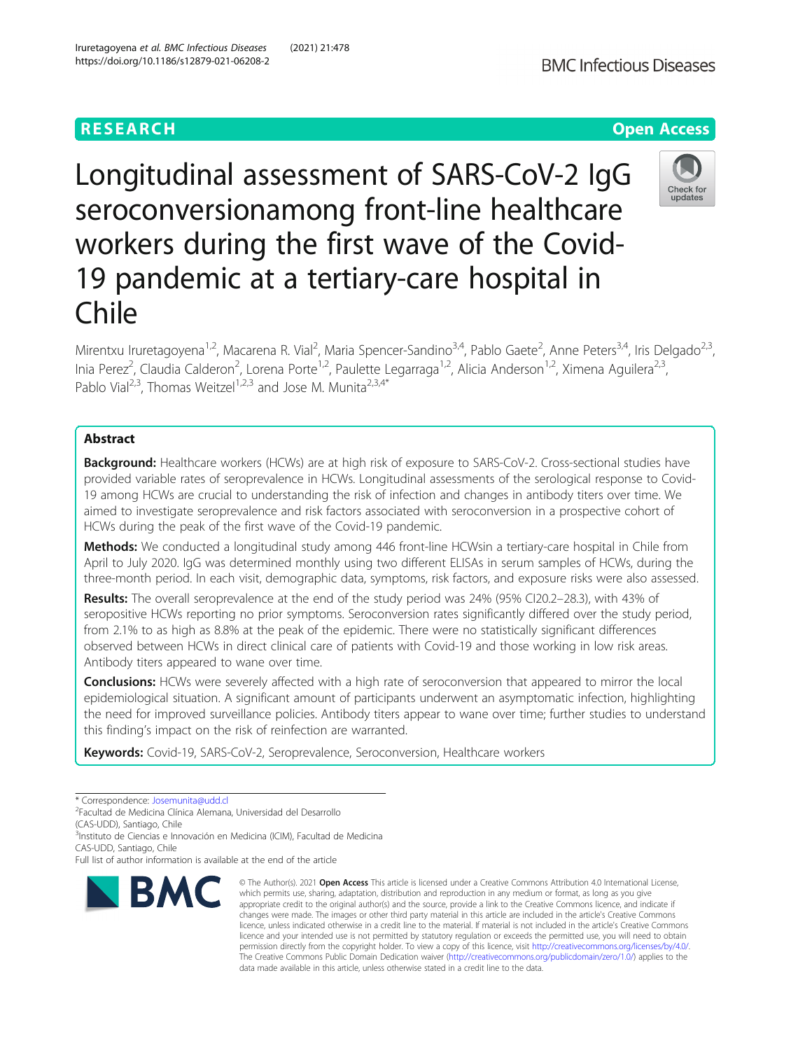RESEARCH

Open Access

# Longitudinal assessment of SARS-CoV-2 IgG seroconversionamong front-line healthcare workers during the first wave of the Covid-19 pandemic at a tertiary-care hospital in Chile

Mirentxu Iruretagoyena[1,2], Macarena R. Vial[2], Maria Spencer-Sandino[3,4], Pablo Gaete[2], Anne Peters[3,4], Iris Delgado[2,3], Inia Perez[2], Claudia Calderon[2], Lorena Porte[1,2], Paulette Legarraga[1,2], Alicia Anderson[1,2], Ximena Aguilera[2,3], Pablo Vial[2,3], Thomas Weitzel[1,2,3] and Jose M. Munita[2,3,4*]

## Abstract

**Background:** Healthcare workers (HCWs) are at high risk of exposure to SARS-CoV-2. Cross-sectional studies have provided variable rates of seroprevalence in HCWs. Longitudinal assessments of the serological response to Covid-19 among HCWs are crucial to understanding the risk of infection and changes in antibody titers over time. We aimed to investigate seroprevalence and risk factors associated with seroconversion in a prospective cohort of HCWs during the peak of the first wave of the Covid-19 pandemic.

**Methods:** We conducted a longitudinal study among 446 front-line HCWsin a tertiary-care hospital in Chile from April to July 2020. IgG was determined monthly using two different ELISAs in serum samples of HCWs, during the three-month period. In each visit, demographic data, symptoms, risk factors, and exposure risks were also assessed.

**Results:** The overall seroprevalence at the end of the study period was 24% (95% CI20.2–28.3), with 43% of seropositive HCWs reporting no prior symptoms. Seroconversion rates significantly differed over the study period, from 2.1% to as high as 8.8% at the peak of the epidemic. There were no statistically significant differences observed between HCWs in direct clinical care of patients with Covid-19 and those working in low risk areas. Antibody titers appeared to wane over time.

**Conclusions:** HCWs were severely affected with a high rate of seroconversion that appeared to mirror the local epidemiological situation. A significant amount of participants underwent an asymptomatic infection, highlighting the need for improved surveillance policies. Antibody titers appear to wane over time; further studies to understand this finding's impact on the risk of reinfection are warranted.

**Keywords:** Covid-19, SARS-CoV-2, Seroprevalence, Seroconversion, Healthcare workers

---

* Correspondence: Josemunita@udd.cl

[2]Facultad de Medicina Clínica Alemana, Universidad del Desarrollo (CAS-UDD), Santiago, Chile

[3]Instituto de Ciencias e Innovación en Medicina (ICIM), Facultad de Medicina CAS-UDD, Santiago, Chile

Full list of author information is available at the end of the article

© The Author(s). 2021 **Open Access** This article is licensed under a Creative Commons Attribution 4.0 International License, which permits use, sharing, adaptation, distribution and reproduction in any medium or format, as long as you give appropriate credit to the original author(s) and the source, provide a link to the Creative Commons licence, and indicate if changes were made. The images or other third party material in this article are included in the article's Creative Commons licence, unless indicated otherwise in a credit line to the material. If material is not included in the article's Creative Commons licence and your intended use is not permitted by statutory regulation or exceeds the permitted use, you will need to obtain permission directly from the copyright holder. To view a copy of this licence, visit http://creativecommons.org/licenses/by/4.0/. The Creative Commons Public Domain Dedication waiver (http://creativecommons.org/publicdomain/zero/1.0/) applies to the data made available in this article, unless otherwise stated in a credit line to the data.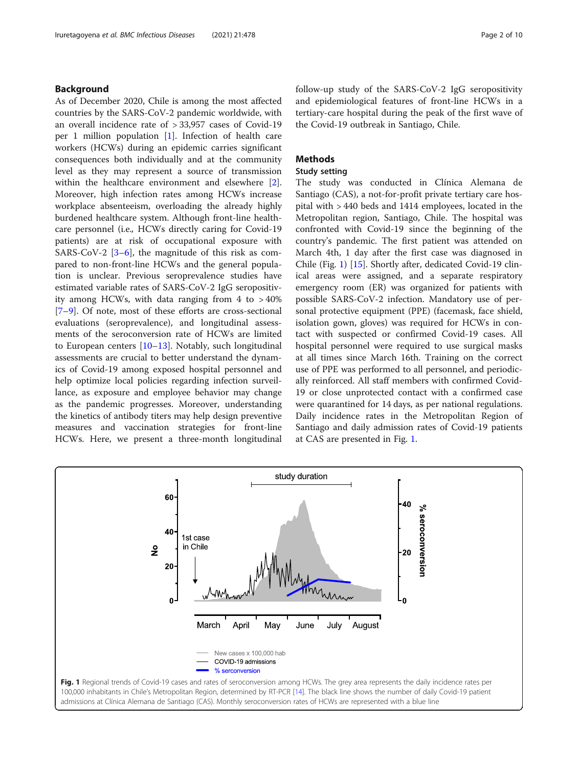## Background

As of December 2020, Chile is among the most affected countries by the SARS-CoV-2 pandemic worldwide, with an overall incidence rate of > 33,957 cases of Covid-19 per 1 million population [1]. Infection of health care workers (HCWs) during an epidemic carries significant consequences both individually and at the community level as they may represent a source of transmission within the healthcare environment and elsewhere [2]. Moreover, high infection rates among HCWs increase workplace absenteeism, overloading the already highly burdened healthcare system. Although front-line healthcare personnel (i.e., HCWs directly caring for Covid-19 patients) are at risk of occupational exposure with SARS-CoV-2 [3–6], the magnitude of this risk as compared to non-front-line HCWs and the general population is unclear. Previous seroprevalence studies have estimated variable rates of SARS-CoV-2 IgG seropositivity among HCWs, with data ranging from 4 to > 40% [7–9]. Of note, most of these efforts are cross-sectional evaluations (seroprevalence), and longitudinal assessments of the seroconversion rate of HCWs are limited to European centers [10–13]. Notably, such longitudinal assessments are crucial to better understand the dynamics of Covid-19 among exposed hospital personnel and help optimize local policies regarding infection surveillance, as exposure and employee behavior may change as the pandemic progresses. Moreover, understanding the kinetics of antibody titers may help design preventive measures and vaccination strategies for front-line HCWs. Here, we present a three-month longitudinal follow-up study of the SARS-CoV-2 IgG seropositivity and epidemiological features of front-line HCWs in a tertiary-care hospital during the peak of the first wave of the Covid-19 outbreak in Santiago, Chile.

## Methods

### Study setting

The study was conducted in Clínica Alemana de Santiago (CAS), a not-for-profit private tertiary care hospital with > 440 beds and 1414 employees, located in the Metropolitan region, Santiago, Chile. The hospital was confronted with Covid-19 since the beginning of the country's pandemic. The first patient was attended on March 4th, 1 day after the first case was diagnosed in Chile (Fig. 1) [15]. Shortly after, dedicated Covid-19 clinical areas were assigned, and a separate respiratory emergency room (ER) was organized for patients with possible SARS-CoV-2 infection. Mandatory use of personal protective equipment (PPE) (facemask, face shield, isolation gown, gloves) was required for HCWs in contact with suspected or confirmed Covid-19 cases. All hospital personnel were required to use surgical masks at all times since March 16th. Training on the correct use of PPE was performed to all personnel, and periodically reinforced. All staff members with confirmed Covid-19 or close unprotected contact with a confirmed case were quarantined for 14 days, as per national regulations. Daily incidence rates in the Metropolitan Region of Santiago and daily admission rates of Covid-19 patients at CAS are presented in Fig. 1.

**Fig. 1** Regional trends of Covid-19 cases and rates of seroconversion among HCWs. The grey area represents the daily incidence rates per 100,000 inhabitants in Chile's Metropolitan Region, determined by RT-PCR [14]. The black line shows the number of daily Covid-19 patient admissions at Clínica Alemana de Santiago (CAS). Monthly seroconversion rates of HCWs are represented with a blue line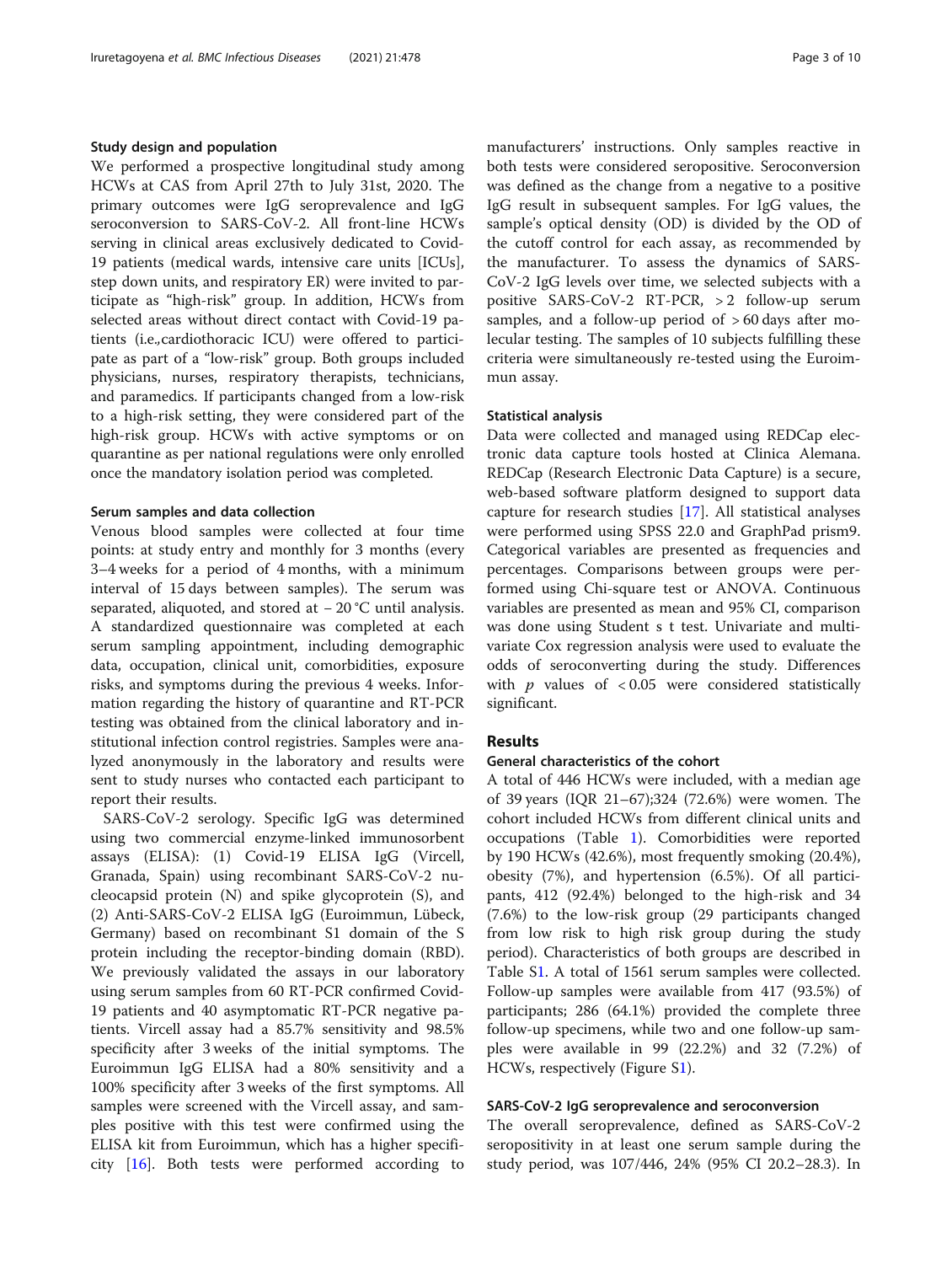### Study design and population

We performed a prospective longitudinal study among HCWs at CAS from April 27th to July 31st, 2020. The primary outcomes were IgG seroprevalence and IgG seroconversion to SARS-CoV-2. All front-line HCWs serving in clinical areas exclusively dedicated to Covid-19 patients (medical wards, intensive care units [ICUs], step down units, and respiratory ER) were invited to participate as "high-risk" group. In addition, HCWs from selected areas without direct contact with Covid-19 patients (i.e.,cardiothoracic ICU) were offered to participate as part of a "low-risk" group. Both groups included physicians, nurses, respiratory therapists, technicians, and paramedics. If participants changed from a low-risk to a high-risk setting, they were considered part of the high-risk group. HCWs with active symptoms or on quarantine as per national regulations were only enrolled once the mandatory isolation period was completed.

### Serum samples and data collection

Venous blood samples were collected at four time points: at study entry and monthly for 3 months (every 3–4 weeks for a period of 4 months, with a minimum interval of 15 days between samples). The serum was separated, aliquoted, and stored at − 20 °C until analysis. A standardized questionnaire was completed at each serum sampling appointment, including demographic data, occupation, clinical unit, comorbidities, exposure risks, and symptoms during the previous 4 weeks. Information regarding the history of quarantine and RT-PCR testing was obtained from the clinical laboratory and institutional infection control registries. Samples were analyzed anonymously in the laboratory and results were sent to study nurses who contacted each participant to report their results.

SARS-CoV-2 serology. Specific IgG was determined using two commercial enzyme-linked immunosorbent assays (ELISA): (1) Covid-19 ELISA IgG (Vircell, Granada, Spain) using recombinant SARS-CoV-2 nucleocapsid protein (N) and spike glycoprotein (S), and (2) Anti-SARS-CoV-2 ELISA IgG (Euroimmun, Lübeck, Germany) based on recombinant S1 domain of the S protein including the receptor-binding domain (RBD). We previously validated the assays in our laboratory using serum samples from 60 RT-PCR confirmed Covid-19 patients and 40 asymptomatic RT-PCR negative patients. Vircell assay had a 85.7% sensitivity and 98.5% specificity after 3 weeks of the initial symptoms. The Euroimmun IgG ELISA had a 80% sensitivity and a 100% specificity after 3 weeks of the first symptoms. All samples were screened with the Vircell assay, and samples positive with this test were confirmed using the ELISA kit from Euroimmun, which has a higher specificity [16]. Both tests were performed according to manufacturers' instructions. Only samples reactive in both tests were considered seropositive. Seroconversion was defined as the change from a negative to a positive IgG result in subsequent samples. For IgG values, the sample's optical density (OD) is divided by the OD of the cutoff control for each assay, as recommended by the manufacturer. To assess the dynamics of SARS-CoV-2 IgG levels over time, we selected subjects with a positive SARS-CoV-2 RT-PCR, > 2 follow-up serum samples, and a follow-up period of > 60 days after molecular testing. The samples of 10 subjects fulfilling these criteria were simultaneously re-tested using the Euroimmun assay.

### Statistical analysis

Data were collected and managed using REDCap electronic data capture tools hosted at Clinica Alemana. REDCap (Research Electronic Data Capture) is a secure, web-based software platform designed to support data capture for research studies [17]. All statistical analyses were performed using SPSS 22.0 and GraphPad prism9. Categorical variables are presented as frequencies and percentages. Comparisons between groups were performed using Chi-square test or ANOVA. Continuous variables are presented as mean and 95% CI, comparison was done using Student s t test. Univariate and multivariate Cox regression analysis were used to evaluate the odds of seroconverting during the study. Differences with $p$ values of $< 0.05$ were considered statistically significant.

## Results

### General characteristics of the cohort

A total of 446 HCWs were included, with a median age of 39 years (IQR 21–67);324 (72.6%) were women. The cohort included HCWs from different clinical units and occupations (Table 1). Comorbidities were reported by 190 HCWs (42.6%), most frequently smoking (20.4%), obesity (7%), and hypertension (6.5%). Of all participants, 412 (92.4%) belonged to the high-risk and 34 (7.6%) to the low-risk group (29 participants changed from low risk to high risk group during the study period). Characteristics of both groups are described in Table S1. A total of 1561 serum samples were collected. Follow-up samples were available from 417 (93.5%) of participants; 286 (64.1%) provided the complete three follow-up specimens, while two and one follow-up samples were available in 99 (22.2%) and 32 (7.2%) of HCWs, respectively (Figure S1).

### SARS-CoV-2 IgG seroprevalence and seroconversion

The overall seroprevalence, defined as SARS-CoV-2 seropositivity in at least one serum sample during the study period, was 107/446, 24% (95% CI 20.2–28.3). In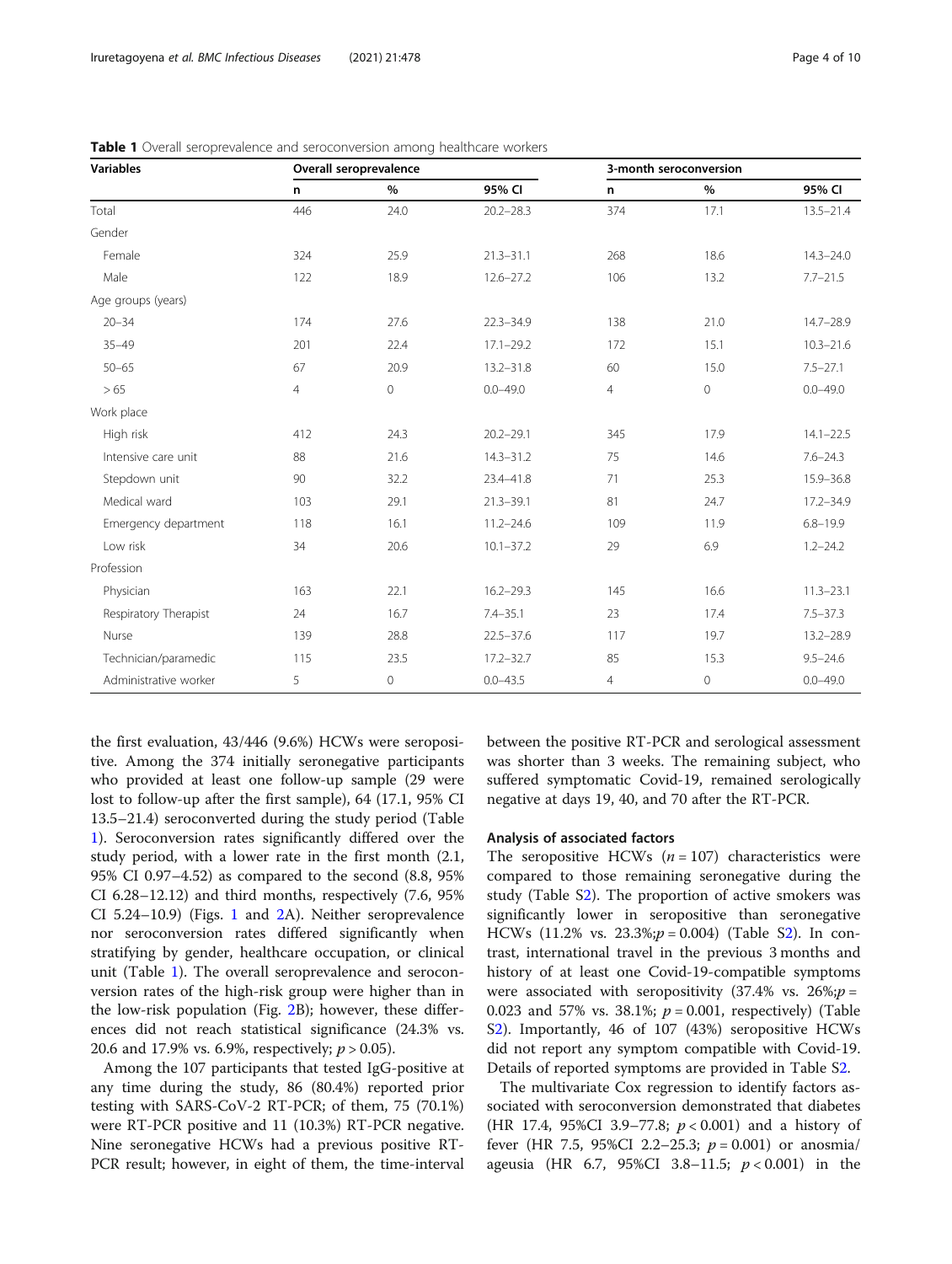**Table 1** Overall seroprevalence and seroconversion among healthcare workers

| Variables | Overall seroprevalence | | | 3-month seroconversion | | |
|---|---|---|---|---|---|---|
| | n | % | 95% CI | n | % | 95% CI |
| Total | 446 | 24.0 | 20.2–28.3 | 374 | 17.1 | 13.5–21.4 |
| Gender | | | | | | |
| Female | 324 | 25.9 | 21.3–31.1 | 268 | 18.6 | 14.3–24.0 |
| Male | 122 | 18.9 | 12.6–27.2 | 106 | 13.2 | 7.7–21.5 |
| Age groups (years) | | | | | | |
| 20–34 | 174 | 27.6 | 22.3–34.9 | 138 | 21.0 | 14.7–28.9 |
| 35–49 | 201 | 22.4 | 17.1–29.2 | 172 | 15.1 | 10.3–21.6 |
| 50–65 | 67 | 20.9 | 13.2–31.8 | 60 | 15.0 | 7.5–27.1 |
| > 65 | 4 | 0 | 0.0–49.0 | 4 | 0 | 0.0–49.0 |
| Work place | | | | | | |
| High risk | 412 | 24.3 | 20.2–29.1 | 345 | 17.9 | 14.1–22.5 |
| Intensive care unit | 88 | 21.6 | 14.3–31.2 | 75 | 14.6 | 7.6–24.3 |
| Stepdown unit | 90 | 32.2 | 23.4–41.8 | 71 | 25.3 | 15.9–36.8 |
| Medical ward | 103 | 29.1 | 21.3–39.1 | 81 | 24.7 | 17.2–34.9 |
| Emergency department | 118 | 16.1 | 11.2–24.6 | 109 | 11.9 | 6.8–19.9 |
| Low risk | 34 | 20.6 | 10.1–37.2 | 29 | 6.9 | 1.2–24.2 |
| Profession | | | | | | |
| Physician | 163 | 22.1 | 16.2–29.3 | 145 | 16.6 | 11.3–23.1 |
| Respiratory Therapist | 24 | 16.7 | 7.4–35.1 | 23 | 17.4 | 7.5–37.3 |
| Nurse | 139 | 28.8 | 22.5–37.6 | 117 | 19.7 | 13.2–28.9 |
| Technician/paramedic | 115 | 23.5 | 17.2–32.7 | 85 | 15.3 | 9.5–24.6 |
| Administrative worker | 5 | 0 | 0.0–43.5 | 4 | 0 | 0.0–49.0 |

the first evaluation, 43/446 (9.6%) HCWs were seropositive. Among the 374 initially seronegative participants who provided at least one follow-up sample (29 were lost to follow-up after the first sample), 64 (17.1, 95% CI 13.5–21.4) seroconverted during the study period (Table 1). Seroconversion rates significantly differed over the study period, with a lower rate in the first month (2.1, 95% CI 0.97–4.52) as compared to the second (8.8, 95% CI 6.28–12.12) and third months, respectively (7.6, 95% CI 5.24–10.9) (Figs. 1 and 2A). Neither seroprevalence nor seroconversion rates differed significantly when stratifying by gender, healthcare occupation, or clinical unit (Table 1). The overall seroprevalence and seroconversion rates of the high-risk group were higher than in the low-risk population (Fig. 2B); however, these differences did not reach statistical significance (24.3% vs. 20.6 and 17.9% vs. 6.9%, respectively; $p > 0.05$).

Among the 107 participants that tested IgG-positive at any time during the study, 86 (80.4%) reported prior testing with SARS-CoV-2 RT-PCR; of them, 75 (70.1%) were RT-PCR positive and 11 (10.3%) RT-PCR negative. Nine seronegative HCWs had a previous positive RT-PCR result; however, in eight of them, the time-interval between the positive RT-PCR and serological assessment was shorter than 3 weeks. The remaining subject, who suffered symptomatic Covid-19, remained serologically negative at days 19, 40, and 70 after the RT-PCR.

### Analysis of associated factors

The seropositive HCWs ($n = 107$) characteristics were compared to those remaining seronegative during the study (Table S2). The proportion of active smokers was significantly lower in seropositive than seronegative HCWs (11.2% vs. 23.3%; $p = 0.004$) (Table S2). In contrast, international travel in the previous 3 months and history of at least one Covid-19-compatible symptoms were associated with seropositivity (37.4% vs. 26%; $p = 0.023$ and 57% vs. 38.1%; $p = 0.001$, respectively) (Table S2). Importantly, 46 of 107 (43%) seropositive HCWs did not report any symptom compatible with Covid-19. Details of reported symptoms are provided in Table S2.

The multivariate Cox regression to identify factors associated with seroconversion demonstrated that diabetes (HR 17.4, 95%CI 3.9–77.8; $p < 0.001$) and a history of fever (HR 7.5, 95%CI 2.2–25.3; $p = 0.001$) or anosmia/ageusia (HR 6.7, 95%CI 3.8–11.5; $p < 0.001$) in the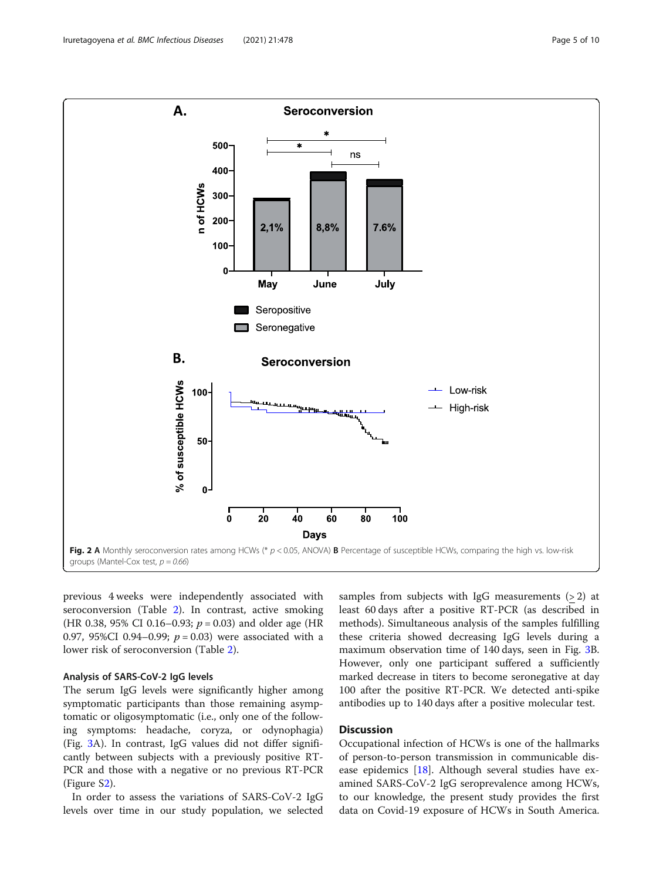Fig. 2 **A** Monthly seroconversion rates among HCWs (* $p < 0.05$, ANOVA) **B** Percentage of susceptible HCWs, comparing the high vs. low-risk groups (Mantel-Cox test, $p = 0.66$)

previous 4 weeks were independently associated with seroconversion (Table 2). In contrast, active smoking (HR 0.38, 95% CI 0.16–0.93; $p = 0.03$) and older age (HR 0.97, 95%CI 0.94–0.99; $p = 0.03$) were associated with a lower risk of seroconversion (Table 2).

### Analysis of SARS-CoV-2 IgG levels

The serum IgG levels were significantly higher among symptomatic participants than those remaining asymptomatic or oligosymptomatic (i.e., only one of the following symptoms: headache, coryza, or odynophagia) (Fig. 3A). In contrast, IgG values did not differ significantly between subjects with a previously positive RT-PCR and those with a negative or no previous RT-PCR (Figure S2).

In order to assess the variations of SARS-CoV-2 IgG levels over time in our study population, we selected samples from subjects with IgG measurements ($\geq 2$) at least 60 days after a positive RT-PCR (as described in methods). Simultaneous analysis of the samples fulfilling these criteria showed decreasing IgG levels during a maximum observation time of 140 days, seen in Fig. 3B. However, only one participant suffered a sufficiently marked decrease in titers to become seronegative at day 100 after the positive RT-PCR. We detected anti-spike antibodies up to 140 days after a positive molecular test.

## Discussion

Occupational infection of HCWs is one of the hallmarks of person-to-person transmission in communicable disease epidemics [18]. Although several studies have examined SARS-CoV-2 IgG seroprevalence among HCWs, to our knowledge, the present study provides the first data on Covid-19 exposure of HCWs in South America.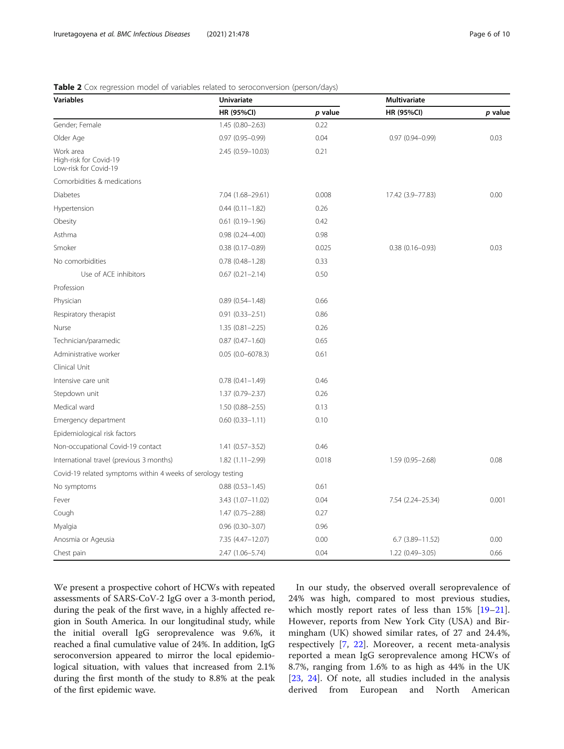**Table 2** Cox regression model of variables related to seroconversion (person/days)

| Variables | Univariate | | Multivariate | |
|---|---|---|---|---|
| | HR (95%CI) | *p* value | HR (95%CI) | *p* value |
| Gender; Female | 1.45 (0.80–2.63) | 0.22 | | |
| Older Age | 0.97 (0.95–0.99) | 0.04 | 0.97 (0.94–0.99) | 0.03 |
| Work area<br>High-risk for Covid-19<br>Low-risk for Covid-19 | 2.45 (0.59–10.03) | 0.21 | | |
| Comorbidities & medications | | | | |
| Diabetes | 7.04 (1.68–29.61) | 0.008 | 17.42 (3.9–77.83) | 0.00 |
| Hypertension | 0.44 (0.11–1.82) | 0.26 | | |
| Obesity | 0.61 (0.19–1.96) | 0.42 | | |
| Asthma | 0.98 (0.24–4.00) | 0.98 | | |
| Smoker | 0.38 (0.17–0.89) | 0.025 | 0.38 (0.16–0.93) | 0.03 |
| No comorbidities | 0.78 (0.48–1.28) | 0.33 | | |
| Use of ACE inhibitors | 0.67 (0.21–2.14) | 0.50 | | |
| Profession | | | | |
| Physician | 0.89 (0.54–1.48) | 0.66 | | |
| Respiratory therapist | 0.91 (0.33–2.51) | 0.86 | | |
| Nurse | 1.35 (0.81–2.25) | 0.26 | | |
| Technician/paramedic | 0.87 (0.47–1.60) | 0.65 | | |
| Administrative worker | 0.05 (0.0–6078.3) | 0.61 | | |
| Clinical Unit | | | | |
| Intensive care unit | 0.78 (0.41–1.49) | 0.46 | | |
| Stepdown unit | 1.37 (0.79–2.37) | 0.26 | | |
| Medical ward | 1.50 (0.88–2.55) | 0.13 | | |
| Emergency department | 0.60 (0.33–1.11) | 0.10 | | |
| Epidemiological risk factors | | | | |
| Non-occupational Covid-19 contact | 1.41 (0.57–3.52) | 0.46 | | |
| International travel (previous 3 months) | 1.82 (1.11–2.99) | 0.018 | 1.59 (0.95–2.68) | 0.08 |
| Covid-19 related symptoms within 4 weeks of serology testing | | | | |
| No symptoms | 0.88 (0.53–1.45) | 0.61 | | |
| Fever | 3.43 (1.07–11.02) | 0.04 | 7.54 (2.24–25.34) | 0.001 |
| Cough | 1.47 (0.75–2.88) | 0.27 | | |
| Myalgia | 0.96 (0.30–3.07) | 0.96 | | |
| Anosmia or Ageusia | 7.35 (4.47–12.07) | 0.00 | 6.7 (3.89–11.52) | 0.00 |
| Chest pain | 2.47 (1.06–5.74) | 0.04 | 1.22 (0.49–3.05) | 0.66 |

We present a prospective cohort of HCWs with repeated assessments of SARS-CoV-2 IgG over a 3-month period, during the peak of the first wave, in a highly affected region in South America. In our longitudinal study, while the initial overall IgG seroprevalence was 9.6%, it reached a final cumulative value of 24%. In addition, IgG seroconversion appeared to mirror the local epidemiological situation, with values that increased from 2.1% during the first month of the study to 8.8% at the peak of the first epidemic wave.

In our study, the observed overall seroprevalence of 24% was high, compared to most previous studies, which mostly report rates of less than 15% [19–21]. However, reports from New York City (USA) and Birmingham (UK) showed similar rates, of 27 and 24.4%, respectively [7, 22]. Moreover, a recent meta-analysis reported a mean IgG seroprevalence among HCWs of 8.7%, ranging from 1.6% to as high as 44% in the UK [23, 24]. Of note, all studies included in the analysis derived from European and North American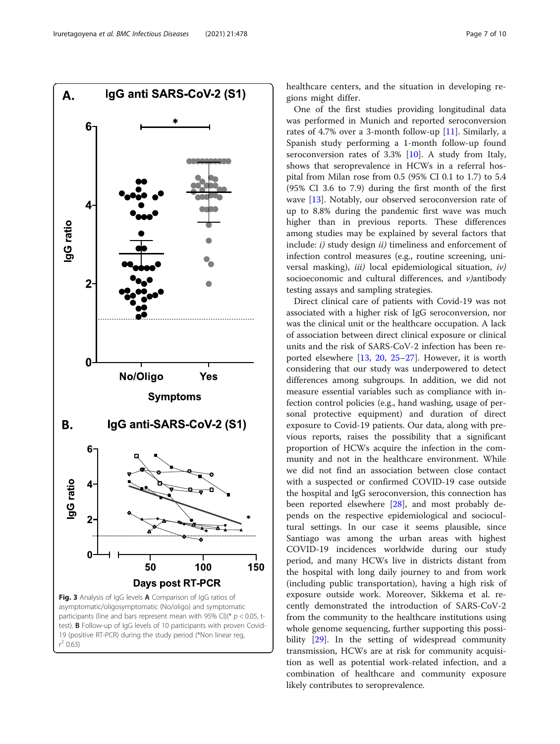healthcare centers, and the situation in developing regions might differ.

One of the first studies providing longitudinal data was performed in Munich and reported seroconversion rates of 4.7% over a 3-month follow-up [11]. Similarly, a Spanish study performing a 1-month follow-up found seroconversion rates of 3.3% [10]. A study from Italy, shows that seroprevalence in HCWs in a referral hospital from Milan rose from 0.5 (95% CI 0.1 to 1.7) to 5.4 (95% CI 3.6 to 7.9) during the first month of the first wave [13]. Notably, our observed seroconversion rate of up to 8.8% during the pandemic first wave was much higher than in previous reports. These differences among studies may be explained by several factors that include: *i)* study design *ii)* timeliness and enforcement of infection control measures (e.g., routine screening, universal masking), *iii)* local epidemiological situation, *iv)* socioeconomic and cultural differences, and *v)*antibody testing assays and sampling strategies.

Direct clinical care of patients with Covid-19 was not associated with a higher risk of IgG seroconversion, nor was the clinical unit or the healthcare occupation. A lack of association between direct clinical exposure or clinical units and the risk of SARS-CoV-2 infection has been reported elsewhere [13, 20, 25–27]. However, it is worth considering that our study was underpowered to detect differences among subgroups. In addition, we did not measure essential variables such as compliance with infection control policies (e.g., hand washing, usage of personal protective equipment) and duration of direct exposure to Covid-19 patients. Our data, along with previous reports, raises the possibility that a significant proportion of HCWs acquire the infection in the community and not in the healthcare environment. While we did not find an association between close contact with a suspected or confirmed COVID-19 case outside the hospital and IgG seroconversion, this connection has been reported elsewhere [28], and most probably depends on the respective epidemiological and sociocultural settings. In our case it seems plausible, since Santiago was among the urban areas with highest COVID-19 incidences worldwide during our study period, and many HCWs live in districts distant from the hospital with long daily journey to and from work (including public transportation), having a high risk of exposure outside work. Moreover, Sikkema et al. recently demonstrated the introduction of SARS-CoV-2 from the community to the healthcare institutions using whole genome sequencing, further supporting this possibility [29]. In the setting of widespread community transmission, HCWs are at risk for community acquisition as well as potential work-related infection, and a combination of healthcare and community exposure likely contributes to seroprevalence.

**Fig. 3** Analysis of IgG levels **A** Comparison of IgG ratios of asymptomatic/oligosymptomatic (No/oligo) and symptomatic participants (line and bars represent mean with 95% CI)(* $p < 0.05$, t-test). **B** Follow-up of IgG levels of 10 participants with proven Covid-19 (positive RT-PCR) during the study period (*Non linear reg, $r^2$ 0.63)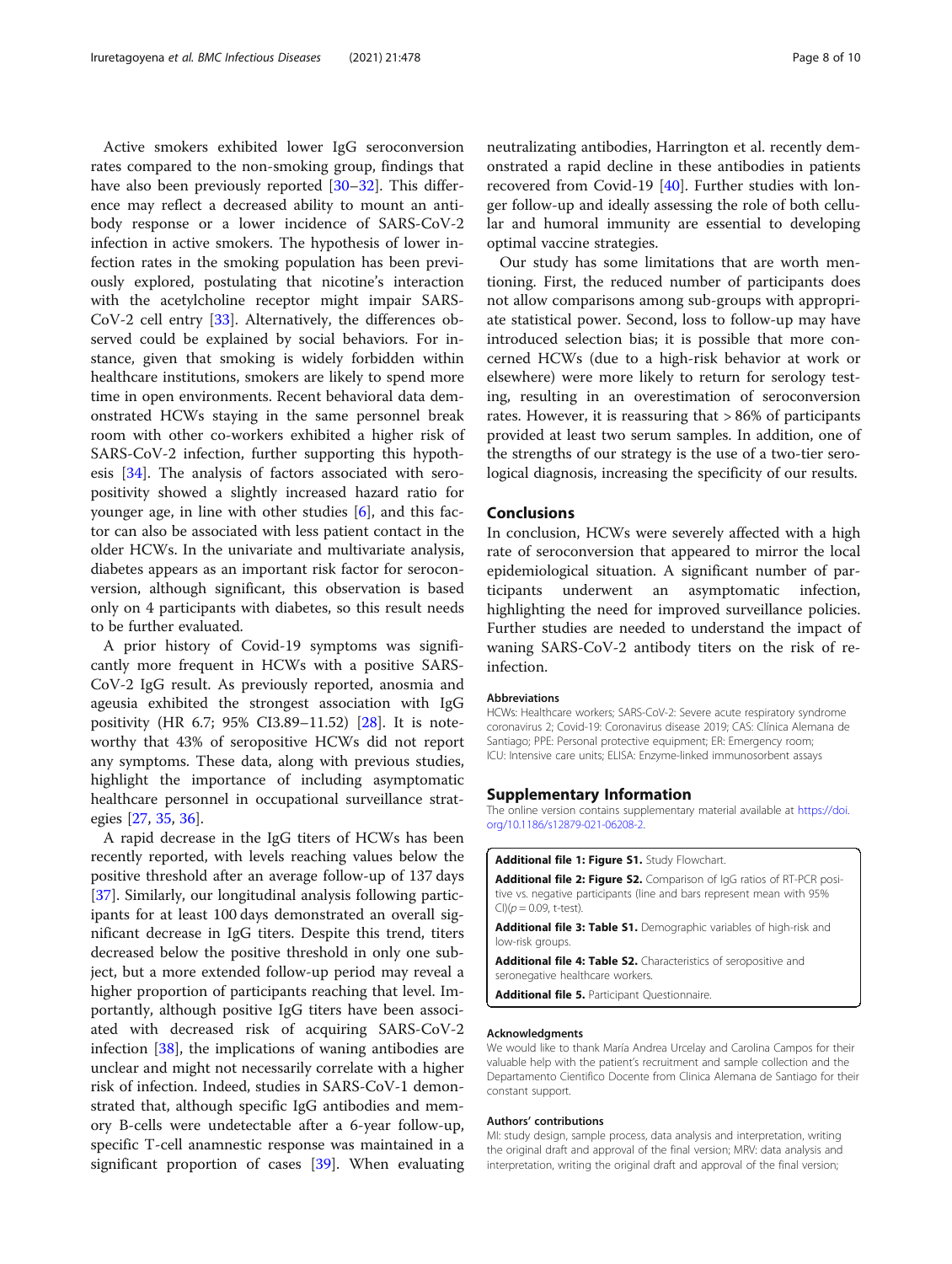Active smokers exhibited lower IgG seroconversion rates compared to the non-smoking group, findings that have also been previously reported [30–32]. This difference may reflect a decreased ability to mount an antibody response or a lower incidence of SARS-CoV-2 infection in active smokers. The hypothesis of lower infection rates in the smoking population has been previously explored, postulating that nicotine's interaction with the acetylcholine receptor might impair SARS-CoV-2 cell entry [33]. Alternatively, the differences observed could be explained by social behaviors. For instance, given that smoking is widely forbidden within healthcare institutions, smokers are likely to spend more time in open environments. Recent behavioral data demonstrated HCWs staying in the same personnel break room with other co-workers exhibited a higher risk of SARS-CoV-2 infection, further supporting this hypothesis [34]. The analysis of factors associated with seropositivity showed a slightly increased hazard ratio for younger age, in line with other studies [6], and this factor can also be associated with less patient contact in the older HCWs. In the univariate and multivariate analysis, diabetes appears as an important risk factor for seroconversion, although significant, this observation is based only on 4 participants with diabetes, so this result needs to be further evaluated.

A prior history of Covid-19 symptoms was significantly more frequent in HCWs with a positive SARS-CoV-2 IgG result. As previously reported, anosmia and ageusia exhibited the strongest association with IgG positivity (HR 6.7; 95% CI3.89–11.52) [28]. It is noteworthy that 43% of seropositive HCWs did not report any symptoms. These data, along with previous studies, highlight the importance of including asymptomatic healthcare personnel in occupational surveillance strategies [27, 35, 36].

A rapid decrease in the IgG titers of HCWs has been recently reported, with levels reaching values below the positive threshold after an average follow-up of 137 days [37]. Similarly, our longitudinal analysis following participants for at least 100 days demonstrated an overall significant decrease in IgG titers. Despite this trend, titers decreased below the positive threshold in only one subject, but a more extended follow-up period may reveal a higher proportion of participants reaching that level. Importantly, although positive IgG titers have been associated with decreased risk of acquiring SARS-CoV-2 infection [38], the implications of waning antibodies are unclear and might not necessarily correlate with a higher risk of infection. Indeed, studies in SARS-CoV-1 demonstrated that, although specific IgG antibodies and memory B-cells were undetectable after a 6-year follow-up, specific T-cell anamnestic response was maintained in a significant proportion of cases [39]. When evaluating neutralizing antibodies, Harrington et al. recently demonstrated a rapid decline in these antibodies in patients recovered from Covid-19 [40]. Further studies with longer follow-up and ideally assessing the role of both cellular and humoral immunity are essential to developing optimal vaccine strategies.

Our study has some limitations that are worth mentioning. First, the reduced number of participants does not allow comparisons among sub-groups with appropriate statistical power. Second, loss to follow-up may have introduced selection bias; it is possible that more concerned HCWs (due to a high-risk behavior at work or elsewhere) were more likely to return for serology testing, resulting in an overestimation of seroconversion rates. However, it is reassuring that > 86% of participants provided at least two serum samples. In addition, one of the strengths of our strategy is the use of a two-tier serological diagnosis, increasing the specificity of our results.

## Conclusions

In conclusion, HCWs were severely affected with a high rate of seroconversion that appeared to mirror the local epidemiological situation. A significant number of participants underwent an asymptomatic infection, highlighting the need for improved surveillance policies. Further studies are needed to understand the impact of waning SARS-CoV-2 antibody titers on the risk of re-infection.

#### Abbreviations

HCWs: Healthcare workers; SARS-CoV-2: Severe acute respiratory syndrome coronavirus 2; Covid-19: Coronavirus disease 2019; CAS: Clínica Alemana de Santiago; PPE: Personal protective equipment; ER: Emergency room; ICU: Intensive care units; ELISA: Enzyme-linked immunosorbent assays

## Supplementary Information

The online version contains supplementary material available at https://doi.org/10.1186/s12879-021-06208-2.

**Additional file 1: Figure S1.** Study Flowchart.

**Additional file 2: Figure S2.** Comparison of IgG ratios of RT-PCR positive vs. negative participants (line and bars represent mean with 95% CI)($p = 0.09$, t-test).

**Additional file 3: Table S1.** Demographic variables of high-risk and low-risk groups.

**Additional file 4: Table S2.** Characteristics of seropositive and seronegative healthcare workers.

**Additional file 5.** Participant Questionnaire.

#### Acknowledgments

We would like to thank María Andrea Urcelay and Carolina Campos for their valuable help with the patient's recruitment and sample collection and the Departamento Científico Docente from Clínica Alemana de Santiago for their constant support.

#### Authors' contributions

MI: study design, sample process, data analysis and interpretation, writing the original draft and approval of the final version; MRV: data analysis and interpretation, writing the original draft and approval of the final version;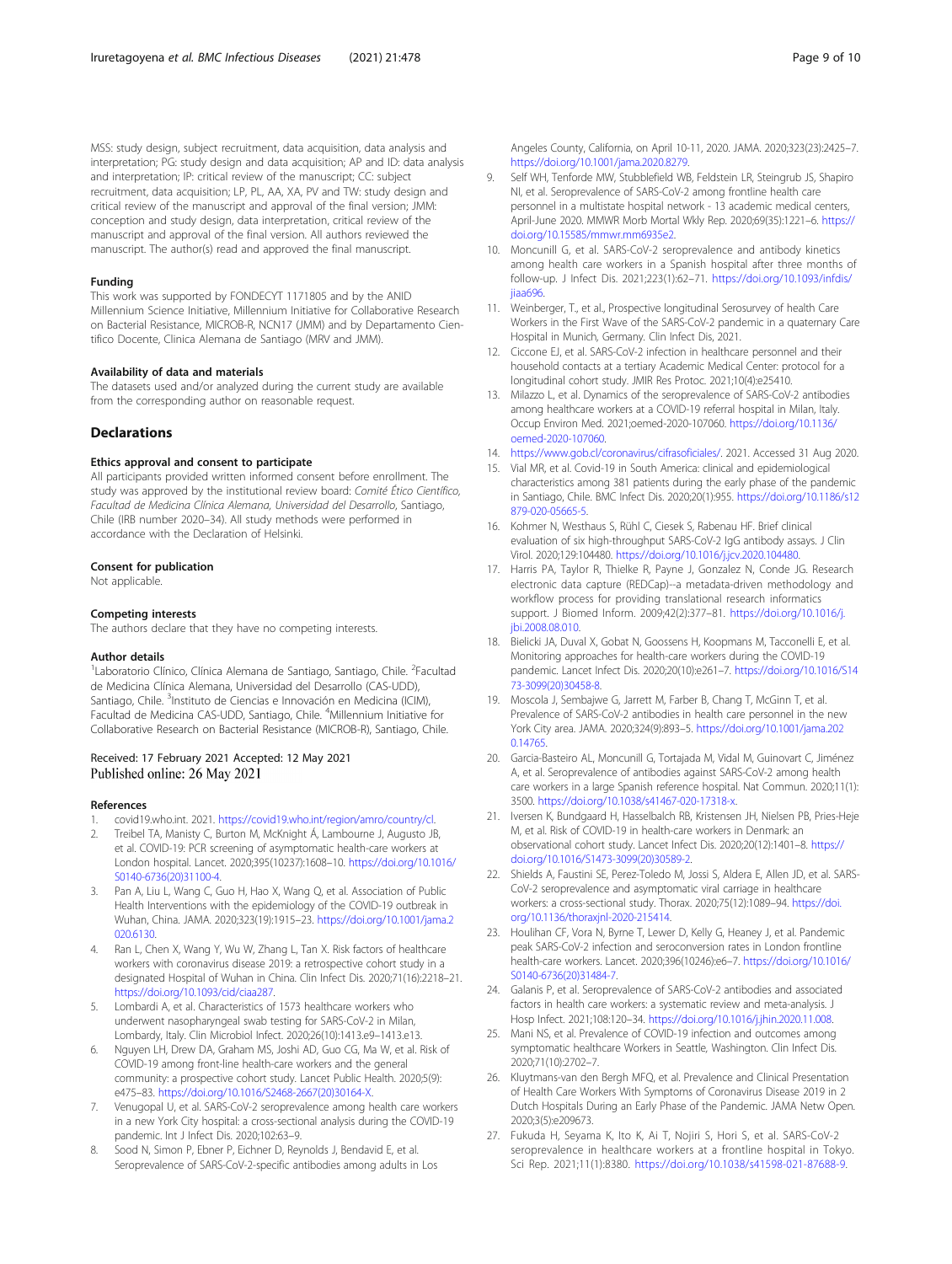MSS: study design, subject recruitment, data acquisition, data analysis and interpretation; PG: study design and data acquisition; AP and ID: data analysis and interpretation; IP: critical review of the manuscript; CC: subject recruitment, data acquisition; LP, PL, AA, XA, PV and TW: study design and critical review of the manuscript and approval of the final version; JMM: conception and study design, data interpretation, critical review of the manuscript and approval of the final version. All authors reviewed the manuscript. The author(s) read and approved the final manuscript.

### Funding

This work was supported by FONDECYT 1171805 and by the ANID Millennium Science Initiative, Millennium Initiative for Collaborative Research on Bacterial Resistance, MICROB-R, NCN17 (JMM) and by Departamento Científico Docente, Clinica Alemana de Santiago (MRV and JMM).

### Availability of data and materials

The datasets used and/or analyzed during the current study are available from the corresponding author on reasonable request.

## Declarations

### Ethics approval and consent to participate

All participants provided written informed consent before enrollment. The study was approved by the institutional review board: *Comité Ético Científico, Facultad de Medicina Clínica Alemana, Universidad del Desarrollo*, Santiago, Chile (IRB number 2020–34). All study methods were performed in accordance with the Declaration of Helsinki.

### Consent for publication

Not applicable.

### Competing interests

The authors declare that they have no competing interests.

### Author details

[1]Laboratorio Clínico, Clínica Alemana de Santiago, Santiago, Chile. [2]Facultad de Medicina Clínica Alemana, Universidad del Desarrollo (CAS-UDD), Santiago, Chile. [3]Instituto de Ciencias e Innovación en Medicina (ICIM), Facultad de Medicina CAS-UDD, Santiago, Chile. [4]Millennium Initiative for Collaborative Research on Bacterial Resistance (MICROB-R), Santiago, Chile.

Received: 17 February 2021 Accepted: 12 May 2021
Published online: 26 May 2021

### References

1. covid19.who.int. 2021. https://covid19.who.int/region/amro/country/cl.
2. Treibel TA, Manisty C, Burton M, McKnight Á, Lambourne J, Augusto JB, et al. COVID-19: PCR screening of asymptomatic health-care workers at London hospital. Lancet. 2020;395(10237):1608–10. https://doi.org/10.1016/S0140-6736(20)31100-4.
3. Pan A, Liu L, Wang C, Guo H, Hao X, Wang Q, et al. Association of Public Health Interventions with the epidemiology of the COVID-19 outbreak in Wuhan, China. JAMA. 2020;323(19):1915–23. https://doi.org/10.1001/jama.2020.6130.
4. Ran L, Chen X, Wang Y, Wu W, Zhang L, Tan X. Risk factors of healthcare workers with coronavirus disease 2019: a retrospective cohort study in a designated Hospital of Wuhan in China. Clin Infect Dis. 2020;71(16):2218–21. https://doi.org/10.1093/cid/ciaa287.
5. Lombardi A, et al. Characteristics of 1573 healthcare workers who underwent nasopharyngeal swab testing for SARS-CoV-2 in Milan, Lombardy, Italy. Clin Microbiol Infect. 2020;26(10):1413.e9–1413.e13.
6. Nguyen LH, Drew DA, Graham MS, Joshi AD, Guo CG, Ma W, et al. Risk of COVID-19 among front-line health-care workers and the general community: a prospective cohort study. Lancet Public Health. 2020;5(9):e475–83. https://doi.org/10.1016/S2468-2667(20)30164-X.
7. Venugopal U, et al. SARS-CoV-2 seroprevalence among health care workers in a new York City hospital: a cross-sectional analysis during the COVID-19 pandemic. Int J Infect Dis. 2020;102:63–9.
8. Sood N, Simon P, Ebner P, Eichner D, Reynolds J, Bendavid E, et al. Seroprevalence of SARS-CoV-2-specific antibodies among adults in Los Angeles County, California, on April 10-11, 2020. JAMA. 2020;323(23):2425–7. https://doi.org/10.1001/jama.2020.8279.
9. Self WH, Tenforde MW, Stubblefield WB, Feldstein LR, Steingrub JS, Shapiro NI, et al. Seroprevalence of SARS-CoV-2 among frontline health care personnel in a multistate hospital network - 13 academic medical centers, April-June 2020. MMWR Morb Mortal Wkly Rep. 2020;69(35):1221–6. https://doi.org/10.15585/mmwr.mm6935e2.
10. Moncunill G, et al. SARS-CoV-2 seroprevalence and antibody kinetics among health care workers in a Spanish hospital after three months of follow-up. J Infect Dis. 2021;223(1):62–71. https://doi.org/10.1093/infdis/jiaa696.
11. Weinberger, T., et al., Prospective longitudinal Serosurvey of health Care Workers in the First Wave of the SARS-CoV-2 pandemic in a quaternary Care Hospital in Munich, Germany. Clin Infect Dis, 2021.
12. Ciccone EJ, et al. SARS-CoV-2 infection in healthcare personnel and their household contacts at a tertiary Academic Medical Center: protocol for a longitudinal cohort study. JMIR Res Protoc. 2021;10(4):e25410.
13. Milazzo L, et al. Dynamics of the seroprevalence of SARS-CoV-2 antibodies among healthcare workers at a COVID-19 referral hospital in Milan, Italy. Occup Environ Med. 2021;oemed-2020-107060. https://doi.org/10.1136/oemed-2020-107060.
14. https://www.gob.cl/coronavirus/cifrasoficiales/. 2021. Accessed 31 Aug 2020.
15. Vial MR, et al. Covid-19 in South America: clinical and epidemiological characteristics among 381 patients during the early phase of the pandemic in Santiago, Chile. BMC Infect Dis. 2020;20(1):955. https://doi.org/10.1186/s12879-020-05665-5.
16. Kohmer N, Westhaus S, Rühl C, Ciesek S, Rabenau HF. Brief clinical evaluation of six high-throughput SARS-CoV-2 IgG antibody assays. J Clin Virol. 2020;129:104480. https://doi.org/10.1016/j.jcv.2020.104480.
17. Harris PA, Taylor R, Thielke R, Payne J, Gonzalez N, Conde JG. Research electronic data capture (REDCap)--a metadata-driven methodology and workflow process for providing translational research informatics support. J Biomed Inform. 2009;42(2):377–81. https://doi.org/10.1016/j.jbi.2008.08.010.
18. Bielicki JA, Duval X, Gobat N, Goossens H, Koopmans M, Tacconelli E, et al. Monitoring approaches for health-care workers during the COVID-19 pandemic. Lancet Infect Dis. 2020;20(10):e261–7. https://doi.org/10.1016/S1473-3099(20)30458-8.
19. Moscola J, Sembajwe G, Jarrett M, Farber B, Chang T, McGinn T, et al. Prevalence of SARS-CoV-2 antibodies in health care personnel in the new York City area. JAMA. 2020;324(9):893–5. https://doi.org/10.1001/jama.2020.14765.
20. Garcia-Basteiro AL, Moncunill G, Tortajada M, Vidal M, Guinovart C, Jiménez A, et al. Seroprevalence of antibodies against SARS-CoV-2 among health care workers in a large Spanish reference hospital. Nat Commun. 2020;11(1):3500. https://doi.org/10.1038/s41467-020-17318-x.
21. Iversen K, Bundgaard H, Hasselbalch RB, Kristensen JH, Nielsen PB, Pries-Heje M, et al. Risk of COVID-19 in health-care workers in Denmark: an observational cohort study. Lancet Infect Dis. 2020;20(12):1401–8. https://doi.org/10.1016/S1473-3099(20)30589-2.
22. Shields A, Faustini SE, Perez-Toledo M, Jossi S, Aldera E, Allen JD, et al. SARS-CoV-2 seroprevalence and asymptomatic viral carriage in healthcare workers: a cross-sectional study. Thorax. 2020;75(12):1089–94. https://doi.org/10.1136/thoraxjnl-2020-215414.
23. Houlihan CF, Vora N, Byrne T, Lewer D, Kelly G, Heaney J, et al. Pandemic peak SARS-CoV-2 infection and seroconversion rates in London frontline health-care workers. Lancet. 2020;396(10246):e6–7. https://doi.org/10.1016/S0140-6736(20)31484-7.
24. Galanis P, et al. Seroprevalence of SARS-CoV-2 antibodies and associated factors in health care workers: a systematic review and meta-analysis. J Hosp Infect. 2021;108:120–34. https://doi.org/10.1016/j.jhin.2020.11.008.
25. Mani NS, et al. Prevalence of COVID-19 infection and outcomes among symptomatic healthcare Workers in Seattle, Washington. Clin Infect Dis. 2020;71(10):2702–7.
26. Kluytmans-van den Bergh MFQ, et al. Prevalence and Clinical Presentation of Health Care Workers With Symptoms of Coronavirus Disease 2019 in 2 Dutch Hospitals During an Early Phase of the Pandemic. JAMA Netw Open. 2020;3(5):e209673.
27. Fukuda H, Seyama K, Ito K, Ai T, Nojiri S, Hori S, et al. SARS-CoV-2 seroprevalence in healthcare workers at a frontline hospital in Tokyo. Sci Rep. 2021;11(1):8380. https://doi.org/10.1038/s41598-021-87688-9.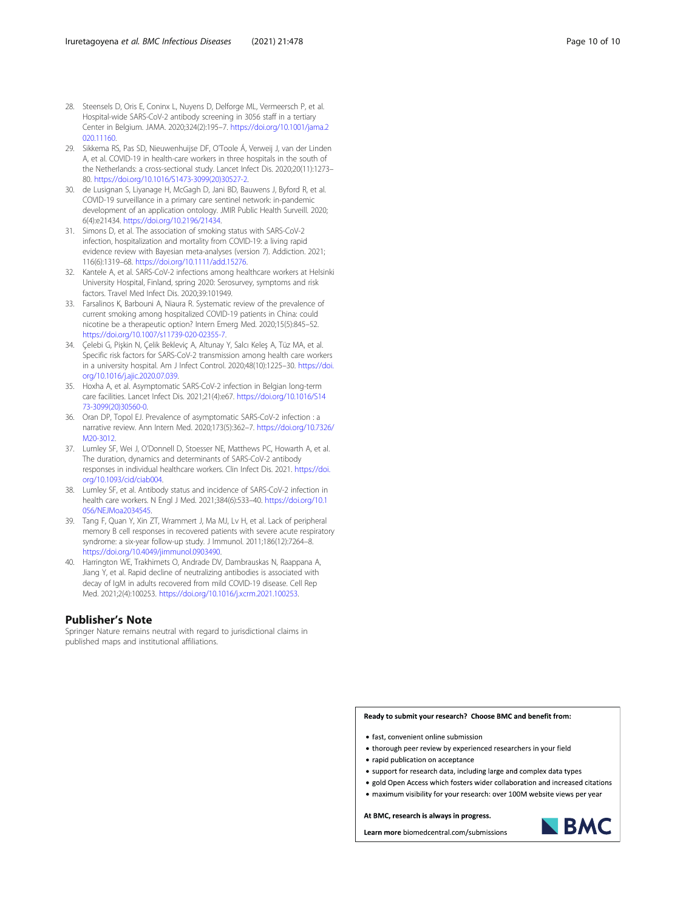28. Steensels D, Oris E, Coninx L, Nuyens D, Delforge ML, Vermeersch P, et al. Hospital-wide SARS-CoV-2 antibody screening in 3056 staff in a tertiary Center in Belgium. JAMA. 2020;324(2):195–7. https://doi.org/10.1001/jama.2020.11160.
29. Sikkema RS, Pas SD, Nieuwenhuijse DF, O'Toole Á, Verweij J, van der Linden A, et al. COVID-19 in health-care workers in three hospitals in the south of the Netherlands: a cross-sectional study. Lancet Infect Dis. 2020;20(11):1273–80. https://doi.org/10.1016/S1473-3099(20)30527-2.
30. de Lusignan S, Liyanage H, McGagh D, Jani BD, Bauwens J, Byford R, et al. COVID-19 surveillance in a primary care sentinel network: in-pandemic development of an application ontology. JMIR Public Health Surveill. 2020; 6(4):e21434. https://doi.org/10.2196/21434.
31. Simons D, et al. The association of smoking status with SARS-CoV-2 infection, hospitalization and mortality from COVID-19: a living rapid evidence review with Bayesian meta-analyses (version 7). Addiction. 2021; 116(6):1319–68. https://doi.org/10.1111/add.15276.
32. Kantele A, et al. SARS-CoV-2 infections among healthcare workers at Helsinki University Hospital, Finland, spring 2020: Serosurvey, symptoms and risk factors. Travel Med Infect Dis. 2020;39:101949.
33. Farsalinos K, Barbouni A, Niaura R. Systematic review of the prevalence of current smoking among hospitalized COVID-19 patients in China: could nicotine be a therapeutic option? Intern Emerg Med. 2020;15(5):845–52. https://doi.org/10.1007/s11739-020-02355-7.
34. Çelebi G, Pişkin N, Çelik Bekleviç A, Altunay Y, Salcı Keleş A, Tüz MA, et al. Specific risk factors for SARS-CoV-2 transmission among health care workers in a university hospital. Am J Infect Control. 2020;48(10):1225–30. https://doi.org/10.1016/j.ajic.2020.07.039.
35. Hoxha A, et al. Asymptomatic SARS-CoV-2 infection in Belgian long-term care facilities. Lancet Infect Dis. 2021;21(4):e67. https://doi.org/10.1016/S1473-3099(20)30560-0.
36. Oran DP, Topol EJ. Prevalence of asymptomatic SARS-CoV-2 infection : a narrative review. Ann Intern Med. 2020;173(5):362–7. https://doi.org/10.7326/M20-3012.
37. Lumley SF, Wei J, O'Donnell D, Stoesser NE, Matthews PC, Howarth A, et al. The duration, dynamics and determinants of SARS-CoV-2 antibody responses in individual healthcare workers. Clin Infect Dis. 2021. https://doi.org/10.1093/cid/ciab004.
38. Lumley SF, et al. Antibody status and incidence of SARS-CoV-2 infection in health care workers. N Engl J Med. 2021;384(6):533–40. https://doi.org/10.1056/NEJMoa2034545.
39. Tang F, Quan Y, Xin ZT, Wrammert J, Ma MJ, Lv H, et al. Lack of peripheral memory B cell responses in recovered patients with severe acute respiratory syndrome: a six-year follow-up study. J Immunol. 2011;186(12):7264–8. https://doi.org/10.4049/jimmunol.0903490.
40. Harrington WE, Trakhimets O, Andrade DV, Dambrauskas N, Raappana A, Jiang Y, et al. Rapid decline of neutralizing antibodies is associated with decay of IgM in adults recovered from mild COVID-19 disease. Cell Rep Med. 2021;2(4):100253. https://doi.org/10.1016/j.xcrm.2021.100253.

## Publisher's Note

Springer Nature remains neutral with regard to jurisdictional claims in published maps and institutional affiliations.

**Ready to submit your research? Choose BMC and benefit from:**

- fast, convenient online submission
- thorough peer review by experienced researchers in your field
- rapid publication on acceptance
- support for research data, including large and complex data types
- gold Open Access which fosters wider collaboration and increased citations
- maximum visibility for your research: over 100M website views per year

**At BMC, research is always in progress.**

**Learn more** biomedcentral.com/submissions

BMC